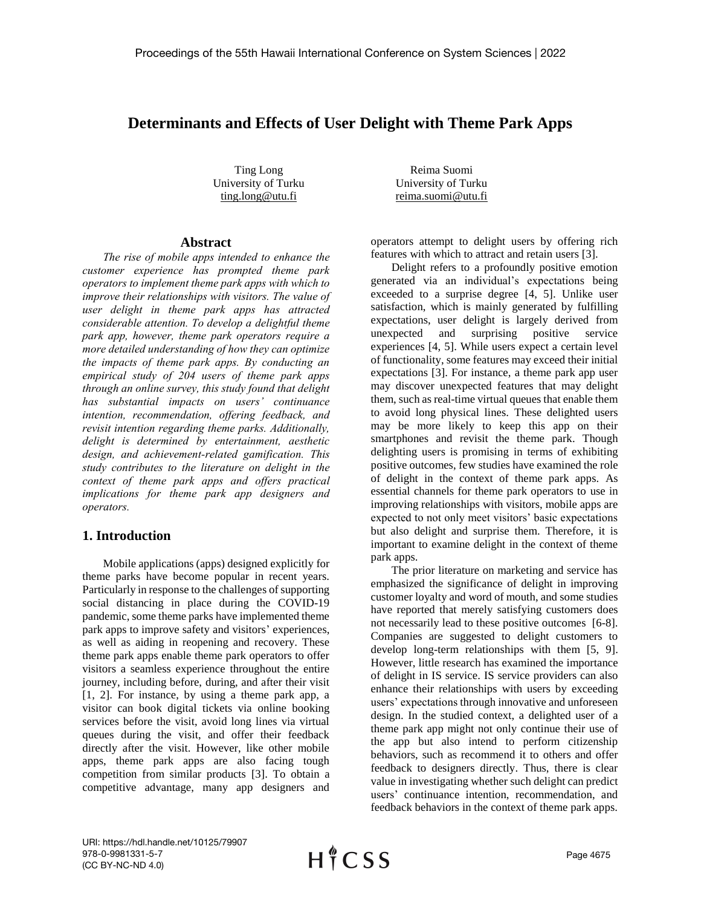# Determinants and Effects of User Delight with Theme Park Apps

Ting Long
University of Turku
ting.long@utu.fi

Reima Suomi
University of Turku
reima.suomi@utu.fi

## Abstract

*The rise of mobile apps intended to enhance the customer experience has prompted theme park operators to implement theme park apps with which to improve their relationships with visitors. The value of user delight in theme park apps has attracted considerable attention. To develop a delightful theme park app, however, theme park operators require a more detailed understanding of how they can optimize the impacts of theme park apps. By conducting an empirical study of 204 users of theme park apps through an online survey, this study found that delight has substantial impacts on users' continuance intention, recommendation, offering feedback, and revisit intention regarding theme parks. Additionally, delight is determined by entertainment, aesthetic design, and achievement-related gamification. This study contributes to the literature on delight in the context of theme park apps and offers practical implications for theme park app designers and operators.*

## 1. Introduction

Mobile applications (apps) designed explicitly for theme parks have become popular in recent years. Particularly in response to the challenges of supporting social distancing in place during the COVID-19 pandemic, some theme parks have implemented theme park apps to improve safety and visitors' experiences, as well as aiding in reopening and recovery. These theme park apps enable theme park operators to offer visitors a seamless experience throughout the entire journey, including before, during, and after their visit [1, 2]. For instance, by using a theme park app, a visitor can book digital tickets via online booking services before the visit, avoid long lines via virtual queues during the visit, and offer their feedback directly after the visit. However, like other mobile apps, theme park apps are also facing tough competition from similar products [3]. To obtain a competitive advantage, many app designers and operators attempt to delight users by offering rich features with which to attract and retain users [3].

Delight refers to a profoundly positive emotion generated via an individual's expectations being exceeded to a surprise degree [4, 5]. Unlike user satisfaction, which is mainly generated by fulfilling expectations, user delight is largely derived from unexpected and surprising positive service experiences [4, 5]. While users expect a certain level of functionality, some features may exceed their initial expectations [3]. For instance, a theme park app user may discover unexpected features that may delight them, such as real-time virtual queues that enable them to avoid long physical lines. These delighted users may be more likely to keep this app on their smartphones and revisit the theme park. Though delighting users is promising in terms of exhibiting positive outcomes, few studies have examined the role of delight in the context of theme park apps. As essential channels for theme park operators to use in improving relationships with visitors, mobile apps are expected to not only meet visitors' basic expectations but also delight and surprise them. Therefore, it is important to examine delight in the context of theme park apps.

The prior literature on marketing and service has emphasized the significance of delight in improving customer loyalty and word of mouth, and some studies have reported that merely satisfying customers does not necessarily lead to these positive outcomes [6-8]. Companies are suggested to delight customers to develop long-term relationships with them [5, 9]. However, little research has examined the importance of delight in IS service. IS service providers can also enhance their relationships with users by exceeding users' expectations through innovative and unforeseen design. In the studied context, a delighted user of a theme park app might not only continue their use of the app but also intend to perform citizenship behaviors, such as recommend it to others and offer feedback to designers directly. Thus, there is clear value in investigating whether such delight can predict users' continuance intention, recommendation, and feedback behaviors in the context of theme park apps.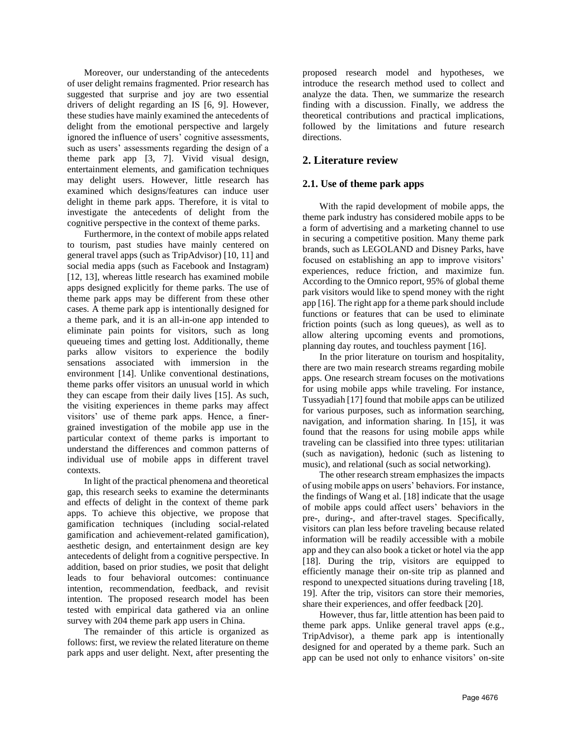Moreover, our understanding of the antecedents of user delight remains fragmented. Prior research has suggested that surprise and joy are two essential drivers of delight regarding an IS [6, 9]. However, these studies have mainly examined the antecedents of delight from the emotional perspective and largely ignored the influence of users' cognitive assessments, such as users' assessments regarding the design of a theme park app [3, 7]. Vivid visual design, entertainment elements, and gamification techniques may delight users. However, little research has examined which designs/features can induce user delight in theme park apps. Therefore, it is vital to investigate the antecedents of delight from the cognitive perspective in the context of theme parks.

Furthermore, in the context of mobile apps related to tourism, past studies have mainly centered on general travel apps (such as TripAdvisor) [10, 11] and social media apps (such as Facebook and Instagram) [12, 13], whereas little research has examined mobile apps designed explicitly for theme parks. The use of theme park apps may be different from these other cases. A theme park app is intentionally designed for a theme park, and it is an all-in-one app intended to eliminate pain points for visitors, such as long queueing times and getting lost. Additionally, theme parks allow visitors to experience the bodily sensations associated with immersion in the environment [14]. Unlike conventional destinations, theme parks offer visitors an unusual world in which they can escape from their daily lives [15]. As such, the visiting experiences in theme parks may affect visitors' use of theme park apps. Hence, a finer-grained investigation of the mobile app use in the particular context of theme parks is important to understand the differences and common patterns of individual use of mobile apps in different travel contexts.

In light of the practical phenomena and theoretical gap, this research seeks to examine the determinants and effects of delight in the context of theme park apps. To achieve this objective, we propose that gamification techniques (including social-related gamification and achievement-related gamification), aesthetic design, and entertainment design are key antecedents of delight from a cognitive perspective. In addition, based on prior studies, we posit that delight leads to four behavioral outcomes: continuance intention, recommendation, feedback, and revisit intention. The proposed research model has been tested with empirical data gathered via an online survey with 204 theme park app users in China.

The remainder of this article is organized as follows: first, we review the related literature on theme park apps and user delight. Next, after presenting the proposed research model and hypotheses, we introduce the research method used to collect and analyze the data. Then, we summarize the research finding with a discussion. Finally, we address the theoretical contributions and practical implications, followed by the limitations and future research directions.

## 2. Literature review

### 2.1. Use of theme park apps

With the rapid development of mobile apps, the theme park industry has considered mobile apps to be a form of advertising and a marketing channel to use in securing a competitive position. Many theme park brands, such as LEGOLAND and Disney Parks, have focused on establishing an app to improve visitors' experiences, reduce friction, and maximize fun. According to the Omnico report, 95% of global theme park visitors would like to spend money with the right app [16]. The right app for a theme park should include functions or features that can be used to eliminate friction points (such as long queues), as well as to allow altering upcoming events and promotions, planning day routes, and touchless payment [16].

In the prior literature on tourism and hospitality, there are two main research streams regarding mobile apps. One research stream focuses on the motivations for using mobile apps while traveling. For instance, Tussyadiah [17] found that mobile apps can be utilized for various purposes, such as information searching, navigation, and information sharing. In [15], it was found that the reasons for using mobile apps while traveling can be classified into three types: utilitarian (such as navigation), hedonic (such as listening to music), and relational (such as social networking).

The other research stream emphasizes the impacts of using mobile apps on users' behaviors. For instance, the findings of Wang et al. [18] indicate that the usage of mobile apps could affect users' behaviors in the pre-, during-, and after-travel stages. Specifically, visitors can plan less before traveling because related information will be readily accessible with a mobile app and they can also book a ticket or hotel via the app [18]. During the trip, visitors are equipped to efficiently manage their on-site trip as planned and respond to unexpected situations during traveling [18, 19]. After the trip, visitors can store their memories, share their experiences, and offer feedback [20].

However, thus far, little attention has been paid to theme park apps. Unlike general travel apps (e.g., TripAdvisor), a theme park app is intentionally designed for and operated by a theme park. Such an app can be used not only to enhance visitors' on-site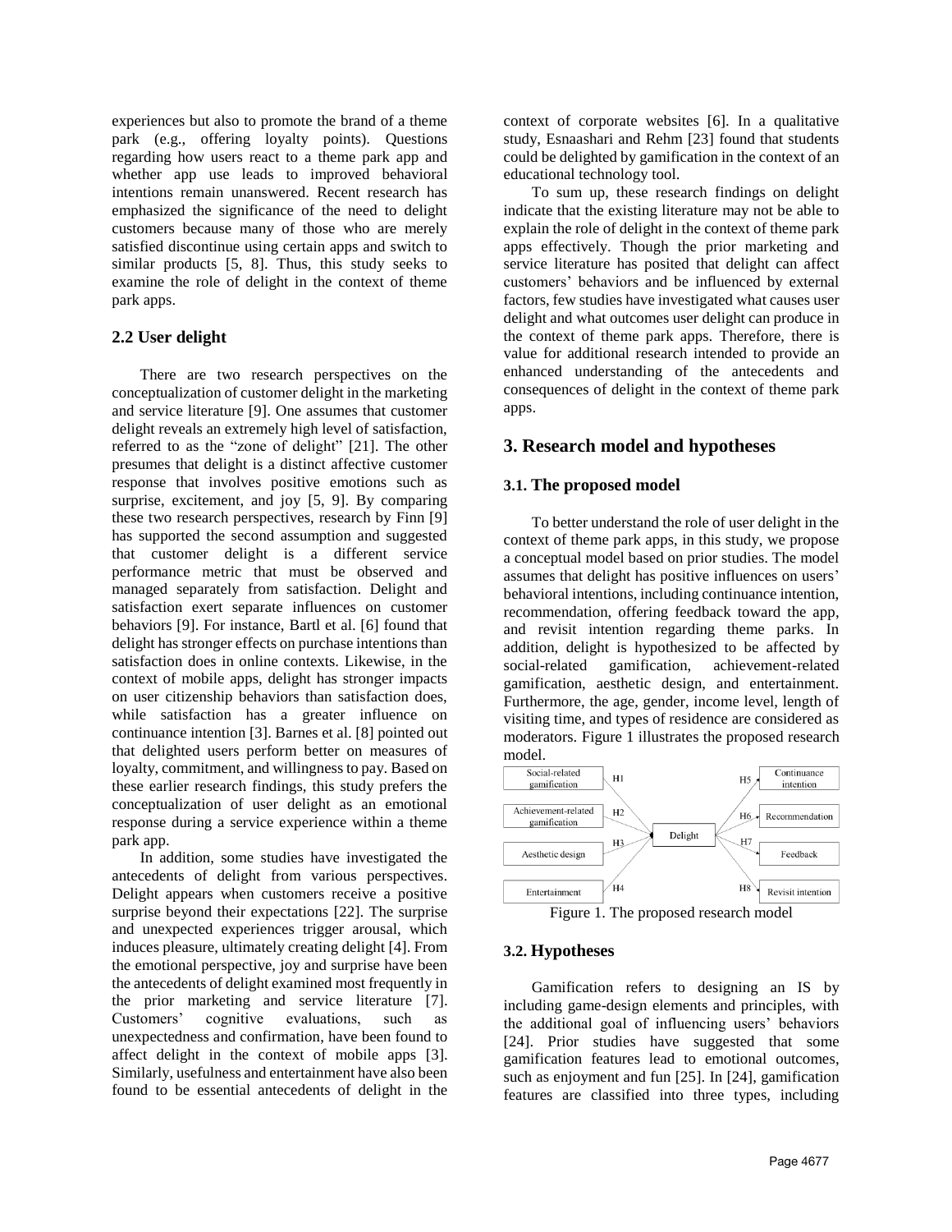experiences but also to promote the brand of a theme park (e.g., offering loyalty points). Questions regarding how users react to a theme park app and whether app use leads to improved behavioral intentions remain unanswered. Recent research has emphasized the significance of the need to delight customers because many of those who are merely satisfied discontinue using certain apps and switch to similar products [5, 8]. Thus, this study seeks to examine the role of delight in the context of theme park apps.

## 2.2 User delight

There are two research perspectives on the conceptualization of customer delight in the marketing and service literature [9]. One assumes that customer delight reveals an extremely high level of satisfaction, referred to as the "zone of delight" [21]. The other presumes that delight is a distinct affective customer response that involves positive emotions such as surprise, excitement, and joy [5, 9]. By comparing these two research perspectives, research by Finn [9] has supported the second assumption and suggested that customer delight is a different service performance metric that must be observed and managed separately from satisfaction. Delight and satisfaction exert separate influences on customer behaviors [9]. For instance, Bartl et al. [6] found that delight has stronger effects on purchase intentions than satisfaction does in online contexts. Likewise, in the context of mobile apps, delight has stronger impacts on user citizenship behaviors than satisfaction does, while satisfaction has a greater influence on continuance intention [3]. Barnes et al. [8] pointed out that delighted users perform better on measures of loyalty, commitment, and willingness to pay. Based on these earlier research findings, this study prefers the conceptualization of user delight as an emotional response during a service experience within a theme park app.

In addition, some studies have investigated the antecedents of delight from various perspectives. Delight appears when customers receive a positive surprise beyond their expectations [22]. The surprise and unexpected experiences trigger arousal, which induces pleasure, ultimately creating delight [4]. From the emotional perspective, joy and surprise have been the antecedents of delight examined most frequently in the prior marketing and service literature [7]. Customers' cognitive evaluations, such as unexpectedness and confirmation, have been found to affect delight in the context of mobile apps [3]. Similarly, usefulness and entertainment have also been found to be essential antecedents of delight in the context of corporate websites [6]. In a qualitative study, Esnaashari and Rehm [23] found that students could be delighted by gamification in the context of an educational technology tool.

To sum up, these research findings on delight indicate that the existing literature may not be able to explain the role of delight in the context of theme park apps effectively. Though the prior marketing and service literature has posited that delight can affect customers' behaviors and be influenced by external factors, few studies have investigated what causes user delight and what outcomes user delight can produce in the context of theme park apps. Therefore, there is value for additional research intended to provide an enhanced understanding of the antecedents and consequences of delight in the context of theme park apps.

# 3. Research model and hypotheses

## 3.1. The proposed model

To better understand the role of user delight in the context of theme park apps, in this study, we propose a conceptual model based on prior studies. The model assumes that delight has positive influences on users' behavioral intentions, including continuance intention, recommendation, offering feedback toward the app, and revisit intention regarding theme parks. In addition, delight is hypothesized to be affected by social-related gamification, achievement-related gamification, aesthetic design, and entertainment. Furthermore, the age, gender, income level, length of visiting time, and types of residence are considered as moderators. Figure 1 illustrates the proposed research model.

Figure 1. The proposed research model

## 3.2. Hypotheses

Gamification refers to designing an IS by including game-design elements and principles, with the additional goal of influencing users' behaviors [24]. Prior studies have suggested that some gamification features lead to emotional outcomes, such as enjoyment and fun [25]. In [24], gamification features are classified into three types, including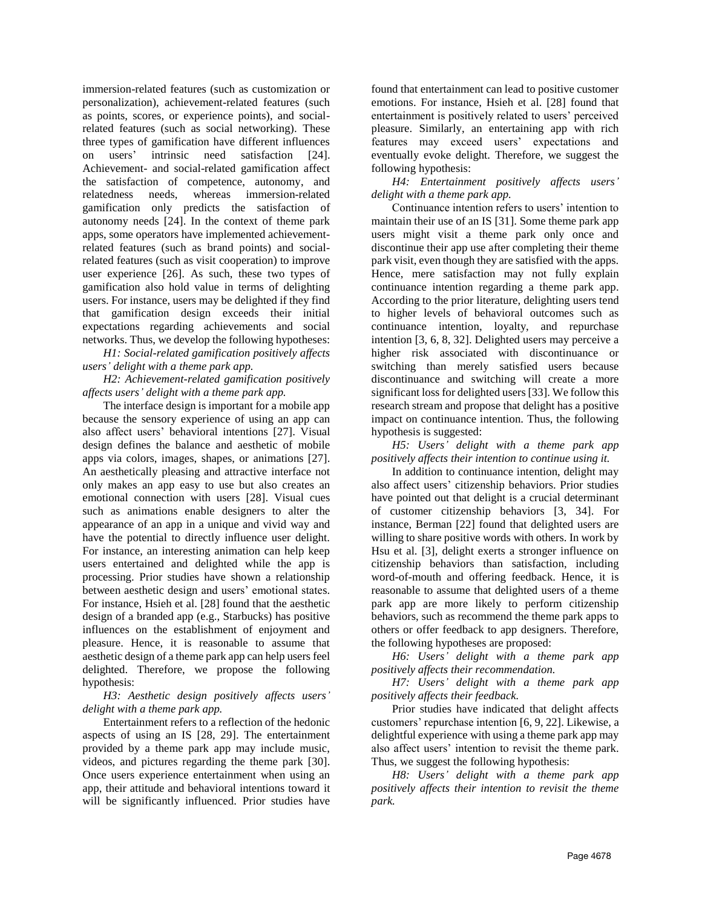immersion-related features (such as customization or personalization), achievement-related features (such as points, scores, or experience points), and social-related features (such as social networking). These three types of gamification have different influences on users' intrinsic need satisfaction [24]. Achievement- and social-related gamification affect the satisfaction of competence, autonomy, and relatedness needs, whereas immersion-related gamification only predicts the satisfaction of autonomy needs [24]. In the context of theme park apps, some operators have implemented achievement-related features (such as brand points) and social-related features (such as visit cooperation) to improve user experience [26]. As such, these two types of gamification also hold value in terms of delighting users. For instance, users may be delighted if they find that gamification design exceeds their initial expectations regarding achievements and social networks. Thus, we develop the following hypotheses:

*H1: Social-related gamification positively affects users' delight with a theme park app.*

*H2: Achievement-related gamification positively affects users' delight with a theme park app.*

The interface design is important for a mobile app because the sensory experience of using an app can also affect users' behavioral intentions [27]. Visual design defines the balance and aesthetic of mobile apps via colors, images, shapes, or animations [27]. An aesthetically pleasing and attractive interface not only makes an app easy to use but also creates an emotional connection with users [28]. Visual cues such as animations enable designers to alter the appearance of an app in a unique and vivid way and have the potential to directly influence user delight. For instance, an interesting animation can help keep users entertained and delighted while the app is processing. Prior studies have shown a relationship between aesthetic design and users' emotional states. For instance, Hsieh et al. [28] found that the aesthetic design of a branded app (e.g., Starbucks) has positive influences on the establishment of enjoyment and pleasure. Hence, it is reasonable to assume that aesthetic design of a theme park app can help users feel delighted. Therefore, we propose the following hypothesis:

*H3: Aesthetic design positively affects users' delight with a theme park app.*

Entertainment refers to a reflection of the hedonic aspects of using an IS [28, 29]. The entertainment provided by a theme park app may include music, videos, and pictures regarding the theme park [30]. Once users experience entertainment when using an app, their attitude and behavioral intentions toward it will be significantly influenced. Prior studies have found that entertainment can lead to positive customer emotions. For instance, Hsieh et al. [28] found that entertainment is positively related to users' perceived pleasure. Similarly, an entertaining app with rich features may exceed users' expectations and eventually evoke delight. Therefore, we suggest the following hypothesis:

*H4: Entertainment positively affects users' delight with a theme park app.*

Continuance intention refers to users' intention to maintain their use of an IS [31]. Some theme park app users might visit a theme park only once and discontinue their app use after completing their theme park visit, even though they are satisfied with the apps. Hence, mere satisfaction may not fully explain continuance intention regarding a theme park app. According to the prior literature, delighting users tend to higher levels of behavioral outcomes such as continuance intention, loyalty, and repurchase intention [3, 6, 8, 32]. Delighted users may perceive a higher risk associated with discontinuance or switching than merely satisfied users because discontinuance and switching will create a more significant loss for delighted users [33]. We follow this research stream and propose that delight has a positive impact on continuance intention. Thus, the following hypothesis is suggested:

*H5: Users' delight with a theme park app positively affects their intention to continue using it.*

In addition to continuance intention, delight may also affect users' citizenship behaviors. Prior studies have pointed out that delight is a crucial determinant of customer citizenship behaviors [3, 34]. For instance, Berman [22] found that delighted users are willing to share positive words with others. In work by Hsu et al. [3], delight exerts a stronger influence on citizenship behaviors than satisfaction, including word-of-mouth and offering feedback. Hence, it is reasonable to assume that delighted users of a theme park app are more likely to perform citizenship behaviors, such as recommend the theme park apps to others or offer feedback to app designers. Therefore, the following hypotheses are proposed:

*H6: Users' delight with a theme park app positively affects their recommendation.*

*H7: Users' delight with a theme park app positively affects their feedback.*

Prior studies have indicated that delight affects customers' repurchase intention [6, 9, 22]. Likewise, a delightful experience with using a theme park app may also affect users' intention to revisit the theme park. Thus, we suggest the following hypothesis:

*H8: Users' delight with a theme park app positively affects their intention to revisit the theme park.*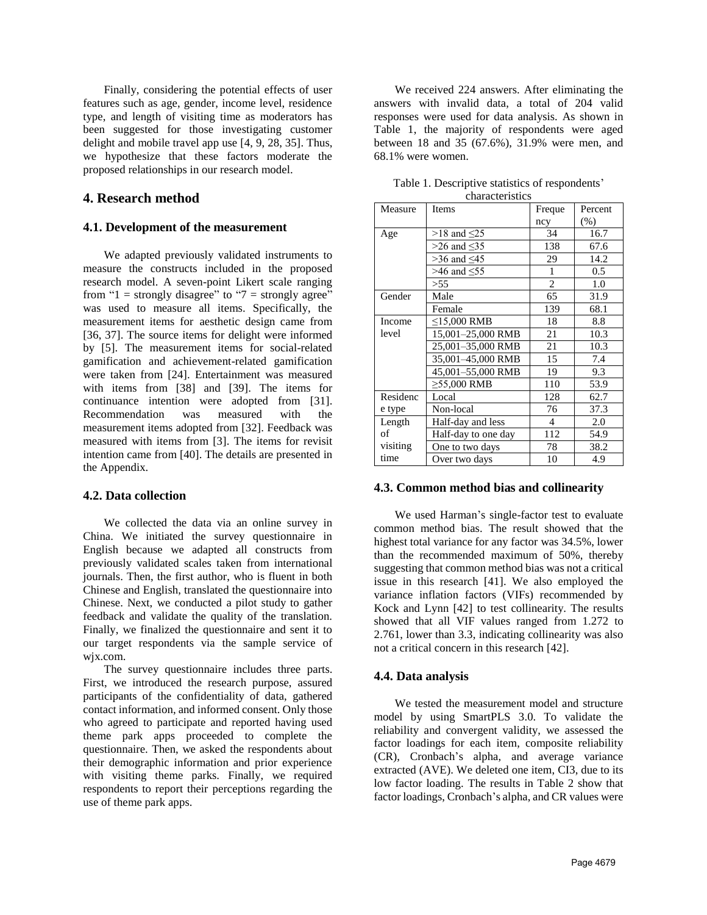Finally, considering the potential effects of user features such as age, gender, income level, residence type, and length of visiting time as moderators has been suggested for those investigating customer delight and mobile travel app use [4, 9, 28, 35]. Thus, we hypothesize that these factors moderate the proposed relationships in our research model.

## 4. Research method

### 4.1. Development of the measurement

We adapted previously validated instruments to measure the constructs included in the proposed research model. A seven-point Likert scale ranging from "1 = strongly disagree" to "7 = strongly agree" was used to measure all items. Specifically, the measurement items for aesthetic design came from [36, 37]. The source items for delight were informed by [5]. The measurement items for social-related gamification and achievement-related gamification were taken from [24]. Entertainment was measured with items from [38] and [39]. The items for continuance intention were adopted from [31]. Recommendation was measured with the measurement items adopted from [32]. Feedback was measured with items from [3]. The items for revisit intention came from [40]. The details are presented in the Appendix.

### 4.2. Data collection

We collected the data via an online survey in China. We initiated the survey questionnaire in English because we adapted all constructs from previously validated scales taken from international journals. Then, the first author, who is fluent in both Chinese and English, translated the questionnaire into Chinese. Next, we conducted a pilot study to gather feedback and validate the quality of the translation. Finally, we finalized the questionnaire and sent it to our target respondents via the sample service of wjx.com.

The survey questionnaire includes three parts. First, we introduced the research purpose, assured participants of the confidentiality of data, gathered contact information, and informed consent. Only those who agreed to participate and reported having used theme park apps proceeded to complete the questionnaire. Then, we asked the respondents about their demographic information and prior experience with visiting theme parks. Finally, we required respondents to report their perceptions regarding the use of theme park apps.

We received 224 answers. After eliminating the answers with invalid data, a total of 204 valid responses were used for data analysis. As shown in Table 1, the majority of respondents were aged between 18 and 35 (67.6%), 31.9% were men, and 68.1% were women.

Table 1. Descriptive statistics of respondents' characteristics

| Measure | Items | Frequency | Percent (%) |
|---|---|---|---|
| Age | >18 and ≤25 | 34 | 16.7 |
| | >26 and ≤35 | 138 | 67.6 |
| | >36 and ≤45 | 29 | 14.2 |
| | >46 and ≤55 | 1 | 0.5 |
| | >55 | 2 | 1.0 |
| Gender | Male | 65 | 31.9 |
| | Female | 139 | 68.1 |
| Income level | ≤15,000 RMB | 18 | 8.8 |
| | 15,001–25,000 RMB | 21 | 10.3 |
| | 25,001–35,000 RMB | 21 | 10.3 |
| | 35,001–45,000 RMB | 15 | 7.4 |
| | 45,001–55,000 RMB | 19 | 9.3 |
| | ≥55,000 RMB | 110 | 53.9 |
| Residence type | Local | 128 | 62.7 |
| | Non-local | 76 | 37.3 |
| Length of visiting time | Half-day and less | 4 | 2.0 |
| | Half-day to one day | 112 | 54.9 |
| | One to two days | 78 | 38.2 |
| | Over two days | 10 | 4.9 |

### 4.3. Common method bias and collinearity

We used Harman's single-factor test to evaluate common method bias. The result showed that the highest total variance for any factor was 34.5%, lower than the recommended maximum of 50%, thereby suggesting that common method bias was not a critical issue in this research [41]. We also employed the variance inflation factors (VIFs) recommended by Kock and Lynn [42] to test collinearity. The results showed that all VIF values ranged from 1.272 to 2.761, lower than 3.3, indicating collinearity was also not a critical concern in this research [42].

### 4.4. Data analysis

We tested the measurement model and structure model by using SmartPLS 3.0. To validate the reliability and convergent validity, we assessed the factor loadings for each item, composite reliability (CR), Cronbach's alpha, and average variance extracted (AVE). We deleted one item, CI3, due to its low factor loading. The results in Table 2 show that factor loadings, Cronbach's alpha, and CR values were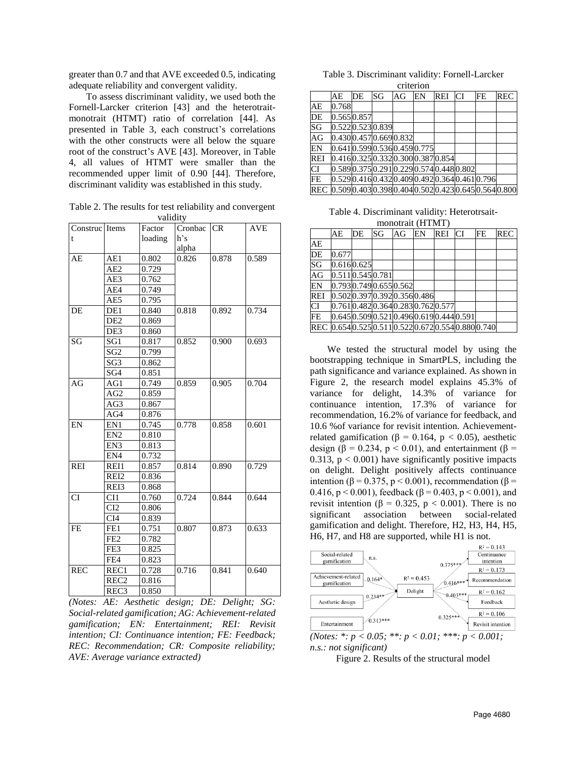greater than 0.7 and that AVE exceeded 0.5, indicating adequate reliability and convergent validity.

To assess discriminant validity, we used both the Fornell-Larcker criterion [43] and the heterotrait-monotrait (HTMT) ratio of correlation [44]. As presented in Table 3, each construct's correlations with the other constructs were all below the square root of the construct's AVE [43]. Moreover, in Table 4, all values of HTMT were smaller than the recommended upper limit of 0.90 [44]. Therefore, discriminant validity was established in this study.

Table 2. The results for test reliability and convergent validity

| Construct | Items | Factor loading | Cronbach's alpha | CR | AVE |
|---|---|---|---|---|---|
| AE | AE1 | 0.802 | 0.826 | 0.878 | 0.589 |
| | AE2 | 0.729 | | | |
| | AE3 | 0.762 | | | |
| | AE4 | 0.749 | | | |
| | AE5 | 0.795 | | | |
| DE | DE1 | 0.840 | 0.818 | 0.892 | 0.734 |
| | DE2 | 0.869 | | | |
| | DE3 | 0.860 | | | |
| SG | SG1 | 0.817 | 0.852 | 0.900 | 0.693 |
| | SG2 | 0.799 | | | |
| | SG3 | 0.862 | | | |
| | SG4 | 0.851 | | | |
| AG | AG1 | 0.749 | 0.859 | 0.905 | 0.704 |
| | AG2 | 0.859 | | | |
| | AG3 | 0.867 | | | |
| | AG4 | 0.876 | | | |
| EN | EN1 | 0.745 | 0.778 | 0.858 | 0.601 |
| | EN2 | 0.810 | | | |
| | EN3 | 0.813 | | | |
| | EN4 | 0.732 | | | |
| REI | REI1 | 0.857 | 0.814 | 0.890 | 0.729 |
| | REI2 | 0.836 | | | |
| | REI3 | 0.868 | | | |
| CI | CI1 | 0.760 | 0.724 | 0.844 | 0.644 |
| | CI2 | 0.806 | | | |
| | CI4 | 0.839 | | | |
| FE | FE1 | 0.751 | 0.807 | 0.873 | 0.633 |
| | FE2 | 0.782 | | | |
| | FE3 | 0.825 | | | |
| | FE4 | 0.823 | | | |
| REC | REC1 | 0.728 | 0.716 | 0.841 | 0.640 |
| | REC2 | 0.816 | | | |
| | REC3 | 0.850 | | | |

*(Notes: AE: Aesthetic design; DE: Delight; SG: Social-related gamification; AG: Achievement-related gamification; EN: Entertainment; REI: Revisit intention; CI: Continuance intention; FE: Feedback; REC: Recommendation; CR: Composite reliability; AVE: Average variance extracted)*

Table 3. Discriminant validity: Fornell-Larcker criterion

| | AE | DE | SG | AG | EN | REI | CI | FE | REC |
|---|---|---|---|---|---|---|---|---|---|
| AE | 0.768 | | | | | | | | |
| DE | 0.565 | 0.857 | | | | | | | |
| SG | 0.522 | 0.523 | 0.839 | | | | | | |
| AG | 0.430 | 0.457 | 0.669 | 0.832 | | | | | |
| EN | 0.641 | 0.599 | 0.536 | 0.459 | 0.775 | | | | |
| REI | 0.416 | 0.325 | 0.332 | 0.300 | 0.387 | 0.854 | | | |
| CI | 0.589 | 0.375 | 0.291 | 0.229 | 0.574 | 0.448 | 0.802 | | |
| FE | 0.529 | 0.416 | 0.432 | 0.409 | 0.492 | 0.364 | 0.461 | 0.796 | |
| REC | 0.509 | 0.403 | 0.398 | 0.404 | 0.502 | 0.423 | 0.645 | 0.564 | 0.800 |

Table 4. Discriminant validity: Heterotrsait-monotrait (HTMT)

| | AE | DE | SG | AG | EN | REI | CI | FE | REC |
|---|---|---|---|---|---|---|---|---|---|
| AE | | | | | | | | | |
| DE | 0.677 | | | | | | | | |
| SG | 0.616 | 0.625 | | | | | | | |
| AG | 0.511 | 0.545 | 0.781 | | | | | | |
| EN | 0.793 | 0.749 | 0.655 | 0.562 | | | | | |
| REI | 0.502 | 0.397 | 0.392 | 0.356 | 0.486 | | | | |
| CI | 0.761 | 0.482 | 0.364 | 0.283 | 0.762 | 0.577 | | | |
| FE | 0.645 | 0.509 | 0.521 | 0.496 | 0.619 | 0.444 | 0.591 | | |
| REC | 0.654 | 0.525 | 0.511 | 0.522 | 0.672 | 0.554 | 0.880 | 0.740 | |

We tested the structural model by using the bootstrapping technique in SmartPLS, including the path significance and variance explained. As shown in Figure 2, the research model explains 45.3% of variance for delight, 14.3% of variance for continuance intention, 17.3% of variance for recommendation, 16.2% of variance for feedback, and 10.6 %of variance for revisit intention. Achievement-related gamification ($\beta = 0.164$, $p < 0.05$), aesthetic design ($\beta = 0.234$, $p < 0.01$), and entertainment ($\beta = 0.313$, $p < 0.001$) have significantly positive impacts on delight. Delight positively affects continuance intention ($\beta = 0.375$, $p < 0.001$), recommendation ($\beta = 0.416$, $p < 0.001$), feedback ($\beta = 0.403$, $p < 0.001$), and revisit intention ($\beta = 0.325$, $p < 0.001$). There is no significant association between social-related gamification and delight. Therefore, H2, H3, H4, H5, H6, H7, and H8 are supported, while H1 is not.

*(Notes: \*: $p < 0.05$; \*\*: $p < 0.01$; \*\*\*: $p < 0.001$; n.s.: not significant)*

Figure 2. Results of the structural model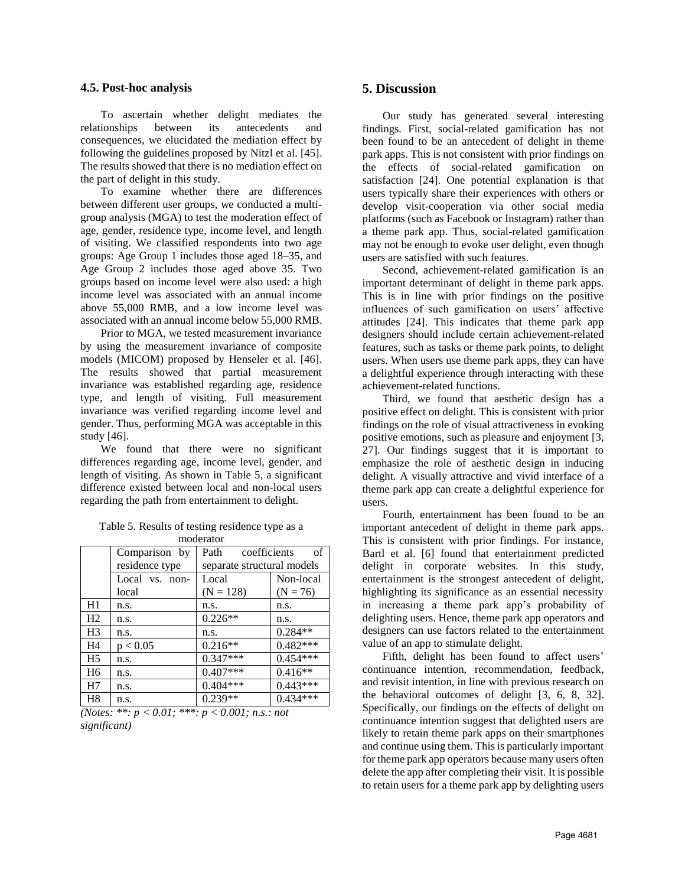### 4.5. Post-hoc analysis

To ascertain whether delight mediates the relationships between its antecedents and consequences, we elucidated the mediation effect by following the guidelines proposed by Nitzl et al. [45]. The results showed that there is no mediation effect on the part of delight in this study.

To examine whether there are differences between different user groups, we conducted a multi-group analysis (MGA) to test the moderation effect of age, gender, residence type, income level, and length of visiting. We classified respondents into two age groups: Age Group 1 includes those aged 18–35, and Age Group 2 includes those aged above 35. Two groups based on income level were also used: a high income level was associated with an annual income above 55,000 RMB, and a low income level was associated with an annual income below 55,000 RMB.

Prior to MGA, we tested measurement invariance by using the measurement invariance of composite models (MICOM) proposed by Henseler et al. [46]. The results showed that partial measurement invariance was established regarding age, residence type, and length of visiting. Full measurement invariance was verified regarding income level and gender. Thus, performing MGA was acceptable in this study [46].

We found that there were no significant differences regarding age, income level, gender, and length of visiting. As shown in Table 5, a significant difference existed between local and non-local users regarding the path from entertainment to delight.

Table 5. Results of testing residence type as a moderator

| | Comparison by residence type | Path coefficients of separate structural models | |
|---|---|---|---|
| | Local vs. non-local | Local (N = 128) | Non-local (N = 76) |
| H1 | n.s. | n.s. | n.s. |
| H2 | n.s. | 0.226** | n.s. |
| H3 | n.s. | n.s. | 0.284** |
| H4 | $p < 0.05$ | 0.216** | 0.482*** |
| H5 | n.s. | 0.347*** | 0.454*** |
| H6 | n.s. | 0.407*** | 0.416** |
| H7 | n.s. | 0.404*** | 0.443*** |
| H8 | n.s. | 0.239** | 0.434*** |

*(Notes: **: $p < 0.01$; ***: $p < 0.001$; n.s.: not significant)*

## 5. Discussion

Our study has generated several interesting findings. First, social-related gamification has not been found to be an antecedent of delight in theme park apps. This is not consistent with prior findings on the effects of social-related gamification on satisfaction [24]. One potential explanation is that users typically share their experiences with others or develop visit-cooperation via other social media platforms (such as Facebook or Instagram) rather than a theme park app. Thus, social-related gamification may not be enough to evoke user delight, even though users are satisfied with such features.

Second, achievement-related gamification is an important determinant of delight in theme park apps. This is in line with prior findings on the positive influences of such gamification on users' affective attitudes [24]. This indicates that theme park app designers should include certain achievement-related features, such as tasks or theme park points, to delight users. When users use theme park apps, they can have a delightful experience through interacting with these achievement-related functions.

Third, we found that aesthetic design has a positive effect on delight. This is consistent with prior findings on the role of visual attractiveness in evoking positive emotions, such as pleasure and enjoyment [3, 27]. Our findings suggest that it is important to emphasize the role of aesthetic design in inducing delight. A visually attractive and vivid interface of a theme park app can create a delightful experience for users.

Fourth, entertainment has been found to be an important antecedent of delight in theme park apps. This is consistent with prior findings. For instance, Bartl et al. [6] found that entertainment predicted delight in corporate websites. In this study, entertainment is the strongest antecedent of delight, highlighting its significance as an essential necessity in increasing a theme park app's probability of delighting users. Hence, theme park app operators and designers can use factors related to the entertainment value of an app to stimulate delight.

Fifth, delight has been found to affect users' continuance intention, recommendation, feedback, and revisit intention, in line with previous research on the behavioral outcomes of delight [3, 6, 8, 32]. Specifically, our findings on the effects of delight on continuance intention suggest that delighted users are likely to retain theme park apps on their smartphones and continue using them. This is particularly important for theme park app operators because many users often delete the app after completing their visit. It is possible to retain users for a theme park app by delighting users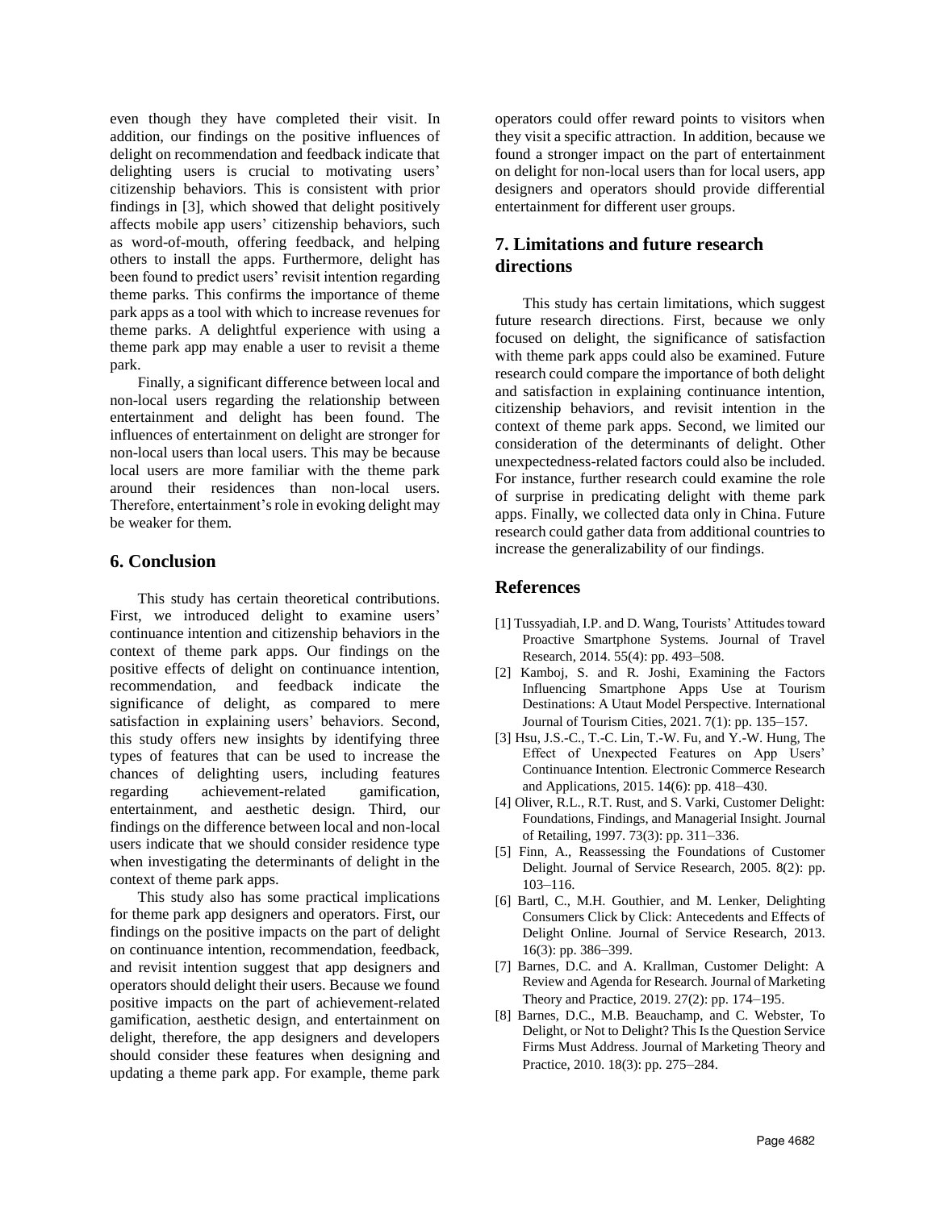even though they have completed their visit. In addition, our findings on the positive influences of delight on recommendation and feedback indicate that delighting users is crucial to motivating users' citizenship behaviors. This is consistent with prior findings in [3], which showed that delight positively affects mobile app users' citizenship behaviors, such as word-of-mouth, offering feedback, and helping others to install the apps. Furthermore, delight has been found to predict users' revisit intention regarding theme parks. This confirms the importance of theme park apps as a tool with which to increase revenues for theme parks. A delightful experience with using a theme park app may enable a user to revisit a theme park.

Finally, a significant difference between local and non-local users regarding the relationship between entertainment and delight has been found. The influences of entertainment on delight are stronger for non-local users than local users. This may be because local users are more familiar with the theme park around their residences than non-local users. Therefore, entertainment's role in evoking delight may be weaker for them.

## 6. Conclusion

This study has certain theoretical contributions. First, we introduced delight to examine users' continuance intention and citizenship behaviors in the context of theme park apps. Our findings on the positive effects of delight on continuance intention, recommendation, and feedback indicate the significance of delight, as compared to mere satisfaction in explaining users' behaviors. Second, this study offers new insights by identifying three types of features that can be used to increase the chances of delighting users, including features regarding achievement-related gamification, entertainment, and aesthetic design. Third, our findings on the difference between local and non-local users indicate that we should consider residence type when investigating the determinants of delight in the context of theme park apps.

This study also has some practical implications for theme park app designers and operators. First, our findings on the positive impacts on the part of delight on continuance intention, recommendation, feedback, and revisit intention suggest that app designers and operators should delight their users. Because we found positive impacts on the part of achievement-related gamification, aesthetic design, and entertainment on delight, therefore, the app designers and developers should consider these features when designing and updating a theme park app. For example, theme park operators could offer reward points to visitors when they visit a specific attraction. In addition, because we found a stronger impact on the part of entertainment on delight for non-local users than for local users, app designers and operators should provide differential entertainment for different user groups.

## 7. Limitations and future research directions

This study has certain limitations, which suggest future research directions. First, because we only focused on delight, the significance of satisfaction with theme park apps could also be examined. Future research could compare the importance of both delight and satisfaction in explaining continuance intention, citizenship behaviors, and revisit intention in the context of theme park apps. Second, we limited our consideration of the determinants of delight. Other unexpectedness-related factors could also be included. For instance, further research could examine the role of surprise in predicating delight with theme park apps. Finally, we collected data only in China. Future research could gather data from additional countries to increase the generalizability of our findings.

## References

[1] Tussyadiah, I.P. and D. Wang, Tourists' Attitudes toward Proactive Smartphone Systems. Journal of Travel Research, 2014. 55(4): pp. 493–508.

[2] Kamboj, S. and R. Joshi, Examining the Factors Influencing Smartphone Apps Use at Tourism Destinations: A Utaut Model Perspective. International Journal of Tourism Cities, 2021. 7(1): pp. 135–157.

[3] Hsu, J.S.-C., T.-C. Lin, T.-W. Fu, and Y.-W. Hung, The Effect of Unexpected Features on App Users' Continuance Intention. Electronic Commerce Research and Applications, 2015. 14(6): pp. 418–430.

[4] Oliver, R.L., R.T. Rust, and S. Varki, Customer Delight: Foundations, Findings, and Managerial Insight. Journal of Retailing, 1997. 73(3): pp. 311–336.

[5] Finn, A., Reassessing the Foundations of Customer Delight. Journal of Service Research, 2005. 8(2): pp. 103–116.

[6] Bartl, C., M.H. Gouthier, and M. Lenker, Delighting Consumers Click by Click: Antecedents and Effects of Delight Online. Journal of Service Research, 2013. 16(3): pp. 386–399.

[7] Barnes, D.C. and A. Krallman, Customer Delight: A Review and Agenda for Research. Journal of Marketing Theory and Practice, 2019. 27(2): pp. 174–195.

[8] Barnes, D.C., M.B. Beauchamp, and C. Webster, To Delight, or Not to Delight? This Is the Question Service Firms Must Address. Journal of Marketing Theory and Practice, 2010. 18(3): pp. 275–284.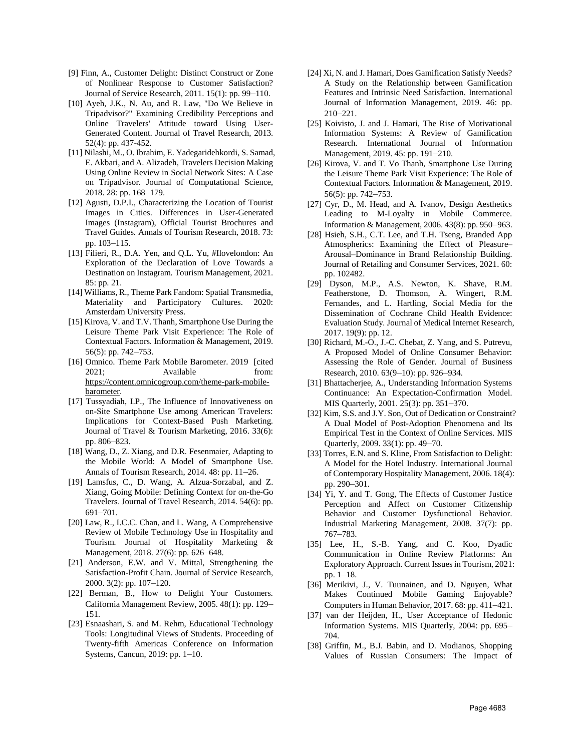[9] Finn, A., Customer Delight: Distinct Construct or Zone of Nonlinear Response to Customer Satisfaction? Journal of Service Research, 2011. 15(1): pp. 99–110.

[10] Ayeh, J.K., N. Au, and R. Law, "Do We Believe in Tripadvisor?" Examining Credibility Perceptions and Online Travelers' Attitude toward Using User-Generated Content. Journal of Travel Research, 2013. 52(4): pp. 437-452.

[11] Nilashi, M., O. Ibrahim, E. Yadegaridehkordi, S. Samad, E. Akbari, and A. Alizadeh, Travelers Decision Making Using Online Review in Social Network Sites: A Case on Tripadvisor. Journal of Computational Science, 2018. 28: pp. 168–179.

[12] Agusti, D.P.I., Characterizing the Location of Tourist Images in Cities. Differences in User-Generated Images (Instagram), Official Tourist Brochures and Travel Guides. Annals of Tourism Research, 2018. 73: pp. 103–115.

[13] Filieri, R., D.A. Yen, and Q.L. Yu, #Ilovelondon: An Exploration of the Declaration of Love Towards a Destination on Instagram. Tourism Management, 2021. 85: pp. 21.

[14] Williams, R., Theme Park Fandom: Spatial Transmedia, Materiality and Participatory Cultures. 2020: Amsterdam University Press.

[15] Kirova, V. and T.V. Thanh, Smartphone Use During the Leisure Theme Park Visit Experience: The Role of Contextual Factors. Information & Management, 2019. 56(5): pp. 742–753.

[16] Omnico. Theme Park Mobile Barometer. 2019 [cited 2021; Available from: https://content.omnicogroup.com/theme-park-mobile-barometer.

[17] Tussyadiah, I.P., The Influence of Innovativeness on on-Site Smartphone Use among American Travelers: Implications for Context-Based Push Marketing. Journal of Travel & Tourism Marketing, 2016. 33(6): pp. 806–823.

[18] Wang, D., Z. Xiang, and D.R. Fesenmaier, Adapting to the Mobile World: A Model of Smartphone Use. Annals of Tourism Research, 2014. 48: pp. 11–26.

[19] Lamsfus, C., D. Wang, A. Alzua-Sorzabal, and Z. Xiang, Going Mobile: Defining Context for on-the-Go Travelers. Journal of Travel Research, 2014. 54(6): pp. 691–701.

[20] Law, R., I.C.C. Chan, and L. Wang, A Comprehensive Review of Mobile Technology Use in Hospitality and Tourism. Journal of Hospitality Marketing & Management, 2018. 27(6): pp. 626–648.

[21] Anderson, E.W. and V. Mittal, Strengthening the Satisfaction-Profit Chain. Journal of Service Research, 2000. 3(2): pp. 107–120.

[22] Berman, B., How to Delight Your Customers. California Management Review, 2005. 48(1): pp. 129–151.

[23] Esnaashari, S. and M. Rehm, Educational Technology Tools: Longitudinal Views of Students. Proceeding of Twenty-fifth Americas Conference on Information Systems, Cancun, 2019: pp. 1–10.

[24] Xi, N. and J. Hamari, Does Gamification Satisfy Needs? A Study on the Relationship between Gamification Features and Intrinsic Need Satisfaction. International Journal of Information Management, 2019. 46: pp. 210–221.

[25] Koivisto, J. and J. Hamari, The Rise of Motivational Information Systems: A Review of Gamification Research. International Journal of Information Management, 2019. 45: pp. 191–210.

[26] Kirova, V. and T. Vo Thanh, Smartphone Use During the Leisure Theme Park Visit Experience: The Role of Contextual Factors. Information & Management, 2019. 56(5): pp. 742–753.

[27] Cyr, D., M. Head, and A. Ivanov, Design Aesthetics Leading to M-Loyalty in Mobile Commerce. Information & Management, 2006. 43(8): pp. 950–963.

[28] Hsieh, S.H., C.T. Lee, and T.H. Tseng, Branded App Atmospherics: Examining the Effect of Pleasure–Arousal–Dominance in Brand Relationship Building. Journal of Retailing and Consumer Services, 2021. 60: pp. 102482.

[29] Dyson, M.P., A.S. Newton, K. Shave, R.M. Featherstone, D. Thomson, A. Wingert, R.M. Fernandes, and L. Hartling, Social Media for the Dissemination of Cochrane Child Health Evidence: Evaluation Study. Journal of Medical Internet Research, 2017. 19(9): pp. 12.

[30] Richard, M.-O., J.-C. Chebat, Z. Yang, and S. Putrevu, A Proposed Model of Online Consumer Behavior: Assessing the Role of Gender. Journal of Business Research, 2010. 63(9–10): pp. 926–934.

[31] Bhattacherjee, A., Understanding Information Systems Continuance: An Expectation-Confirmation Model. MIS Quarterly, 2001. 25(3): pp. 351–370.

[32] Kim, S.S. and J.Y. Son, Out of Dedication or Constraint? A Dual Model of Post-Adoption Phenomena and Its Empirical Test in the Context of Online Services. MIS Quarterly, 2009. 33(1): pp. 49–70.

[33] Torres, E.N. and S. Kline, From Satisfaction to Delight: A Model for the Hotel Industry. International Journal of Contemporary Hospitality Management, 2006. 18(4): pp. 290–301.

[34] Yi, Y. and T. Gong, The Effects of Customer Justice Perception and Affect on Customer Citizenship Behavior and Customer Dysfunctional Behavior. Industrial Marketing Management, 2008. 37(7): pp. 767–783.

[35] Lee, H., S.-B. Yang, and C. Koo, Dyadic Communication in Online Review Platforms: An Exploratory Approach. Current Issues in Tourism, 2021: pp. 1–18.

[36] Merikivi, J., V. Tuunainen, and D. Nguyen, What Makes Continued Mobile Gaming Enjoyable? Computers in Human Behavior, 2017. 68: pp. 411–421.

[37] van der Heijden, H., User Acceptance of Hedonic Information Systems. MIS Quarterly, 2004: pp. 695–704.

[38] Griffin, M., B.J. Babin, and D. Modianos, Shopping Values of Russian Consumers: The Impact of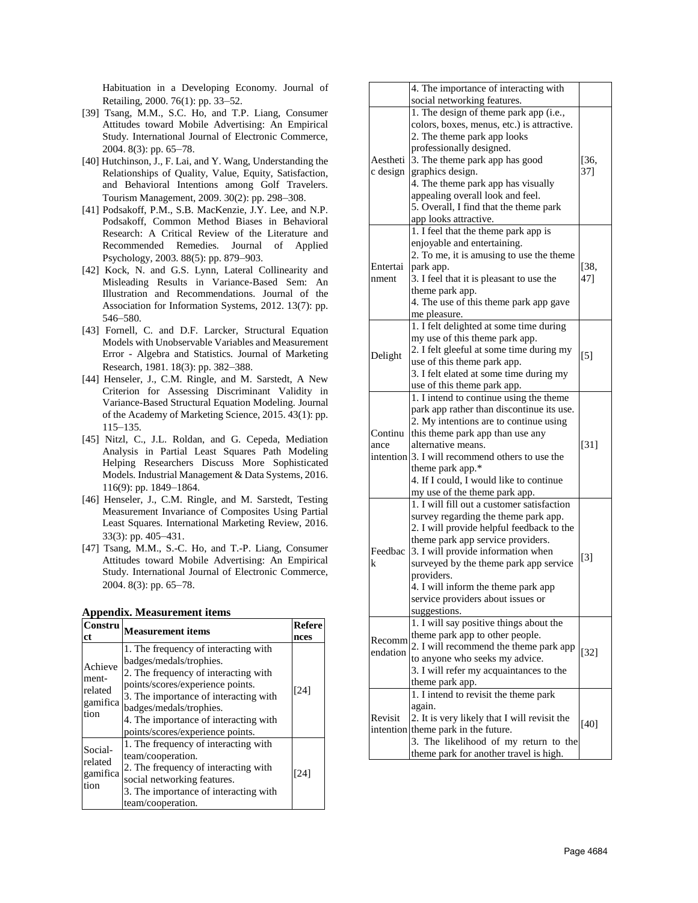Habituation in a Developing Economy. Journal of Retailing, 2000. 76(1): pp. 33–52.

[39] Tsang, M.M., S.C. Ho, and T.P. Liang, Consumer Attitudes toward Mobile Advertising: An Empirical Study. International Journal of Electronic Commerce, 2004. 8(3): pp. 65–78.

[40] Hutchinson, J., F. Lai, and Y. Wang, Understanding the Relationships of Quality, Value, Equity, Satisfaction, and Behavioral Intentions among Golf Travelers. Tourism Management, 2009. 30(2): pp. 298–308.

[41] Podsakoff, P.M., S.B. MacKenzie, J.Y. Lee, and N.P. Podsakoff, Common Method Biases in Behavioral Research: A Critical Review of the Literature and Recommended Remedies. Journal of Applied Psychology, 2003. 88(5): pp. 879–903.

[42] Kock, N. and G.S. Lynn, Lateral Collinearity and Misleading Results in Variance-Based Sem: An Illustration and Recommendations. Journal of the Association for Information Systems, 2012. 13(7): pp. 546–580.

[43] Fornell, C. and D.F. Larcker, Structural Equation Models with Unobservable Variables and Measurement Error - Algebra and Statistics. Journal of Marketing Research, 1981. 18(3): pp. 382–388.

[44] Henseler, J., C.M. Ringle, and M. Sarstedt, A New Criterion for Assessing Discriminant Validity in Variance-Based Structural Equation Modeling. Journal of the Academy of Marketing Science, 2015. 43(1): pp. 115–135.

[45] Nitzl, C., J.L. Roldan, and G. Cepeda, Mediation Analysis in Partial Least Squares Path Modeling Helping Researchers Discuss More Sophisticated Models. Industrial Management & Data Systems, 2016. 116(9): pp. 1849–1864.

[46] Henseler, J., C.M. Ringle, and M. Sarstedt, Testing Measurement Invariance of Composites Using Partial Least Squares. International Marketing Review, 2016. 33(3): pp. 405–431.

[47] Tsang, M.M., S.-C. Ho, and T.-P. Liang, Consumer Attitudes toward Mobile Advertising: An Empirical Study. International Journal of Electronic Commerce, 2004. 8(3): pp. 65–78.

**Appendix. Measurement items**

| Construct | Measurement items | References |
|---|---|---|
| Achievement-related gamification | 1. The frequency of interacting with badges/medals/trophies.<br>2. The frequency of interacting with points/scores/experience points.<br>3. The importance of interacting with badges/medals/trophies.<br>4. The importance of interacting with points/scores/experience points. | [24] |
| Social-related gamification | 1. The frequency of interacting with team/cooperation.<br>2. The frequency of interacting with social networking features.<br>3. The importance of interacting with team/cooperation.<br>4. The importance of interacting with social networking features. | [24] |
| Aesthetic design | 1. The design of theme park app (i.e., colors, boxes, menus, etc.) is attractive.<br>2. The theme park app looks professionally designed.<br>3. The theme park app has good graphics design.<br>4. The theme park app has visually appealing overall look and feel.<br>5. Overall, I find that the theme park app looks attractive. | [36, 37] |
| Entertainment | 1. I feel that the theme park app is enjoyable and entertaining.<br>2. To me, it is amusing to use the theme park app.<br>3. I feel that it is pleasant to use the theme park app.<br>4. The use of this theme park app gave me pleasure. | [38, 47] |
| Delight | 1. I felt delighted at some time during my use of this theme park app.<br>2. I felt gleeful at some time during my use of this theme park app.<br>3. I felt elated at some time during my use of this theme park app. | [5] |
| Continuance intention | 1. I intend to continue using the theme park app rather than discontinue its use.<br>2. My intentions are to continue using this theme park app than use any alternative means.<br>3. I will recommend others to use the theme park app.*<br>4. If I could, I would like to continue my use of the theme park app. | [31] |
| Feedback | 1. I will fill out a customer satisfaction survey regarding the theme park app.<br>2. I will provide helpful feedback to the theme park app service providers.<br>3. I will provide information when surveyed by the theme park app service providers.<br>4. I will inform the theme park app service providers about issues or suggestions. | [3] |
| Recommendation | 1. I will say positive things about the theme park app to other people.<br>2. I will recommend the theme park app to anyone who seeks my advice.<br>3. I will refer my acquaintances to the theme park app. | [32] |
| Revisit intention | 1. I intend to revisit the theme park again.<br>2. It is very likely that I will revisit the theme park in the future.<br>3. The likelihood of my return to the theme park for another travel is high. | [40] |